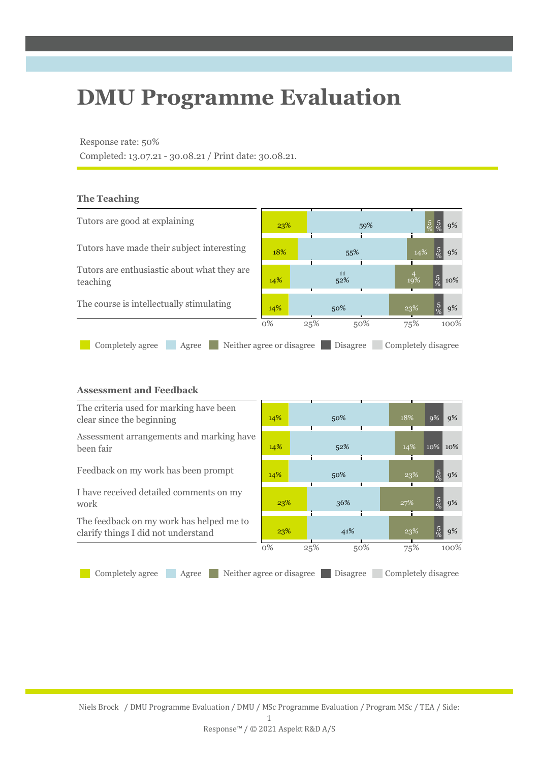# DMU Programme Evaluation

Response rate: 50%

Completed: 13.07.21 - 30.08.21 / Print date: 30.08.21.

### The Teaching

| | Completely agree | Agree | Neither agree or disagree | Disagree | Completely disagree |
|---|---|---|---|---|---|
| Tutors are good at explaining | 23% | 59% | 5% | 5% | 9% |
| Tutors have made their subject interesting | 18% | 55% | 14% | 5% | 9% |
| Tutors are enthusiastic about what they are teaching | 14% | 11 52% | 4 19% | 5% | 10% |
| The course is intellectually stimulating | 14% | 50% | 23% | 5% | 9% |

### Assessment and Feedback

| | Completely agree | Agree | Neither agree or disagree | Disagree | Completely disagree |
|---|---|---|---|---|---|
| The criteria used for marking have been clear since the beginning | 14% | 50% | 18% | 9% | 9% |
| Assessment arrangements and marking have been fair | 14% | 52% | 14% | 10% | 10% |
| Feedback on my work has been prompt | 14% | 50% | 23% | 5% | 9% |
| I have received detailed comments on my work | 23% | 36% | 27% | 5% | 9% |
| The feedback on my work has helped me to clarify things I did not understand | 23% | 41% | 23% | 5% | 9% |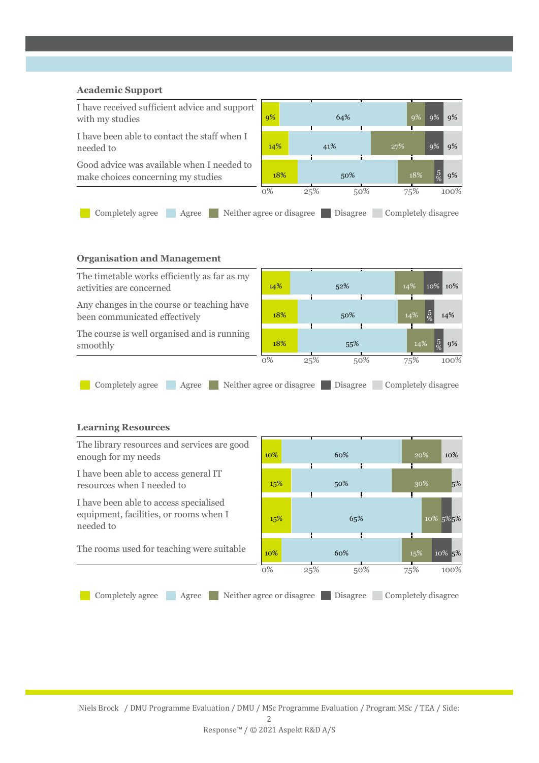### Academic Support

| | Completely agree | Agree | Neither agree or disagree | Disagree | Completely disagree |
|---|---|---|---|---|---|
| I have received sufficient advice and support with my studies | 9% | 64% | 9% | 9% | 9% |
| I have been able to contact the staff when I needed to | 14% | 41% | 27% | 9% | 9% |
| Good advice was available when I needed to make choices concerning my studies | 18% | 50% | 18% | 5% | 9% |

### Organisation and Management

| | Completely agree | Agree | Neither agree or disagree | Disagree | Completely disagree |
|---|---|---|---|---|---|
| The timetable works efficiently as far as my activities are concerned | 14% | 52% | 14% | 10% | 10% |
| Any changes in the course or teaching have been communicated effectively | 18% | 50% | 14% | 5% | 14% |
| The course is well organised and is running smoothly | 18% | 55% | 14% | 5% | 9% |

### Learning Resources

| | Completely agree | Agree | Neither agree or disagree | Disagree | Completely disagree |
|---|---|---|---|---|---|
| The library resources and services are good enough for my needs | 10% | 60% | 20% | | 10% |
| I have been able to access general IT resources when I needed to | 15% | 50% | 30% | | 5% |
| I have been able to access specialised equipment, facilities, or rooms when I needed to | 15% | 65% | 10% | 5% | 5% |
| The rooms used for teaching were suitable | 10% | 60% | 15% | 10% | 5% |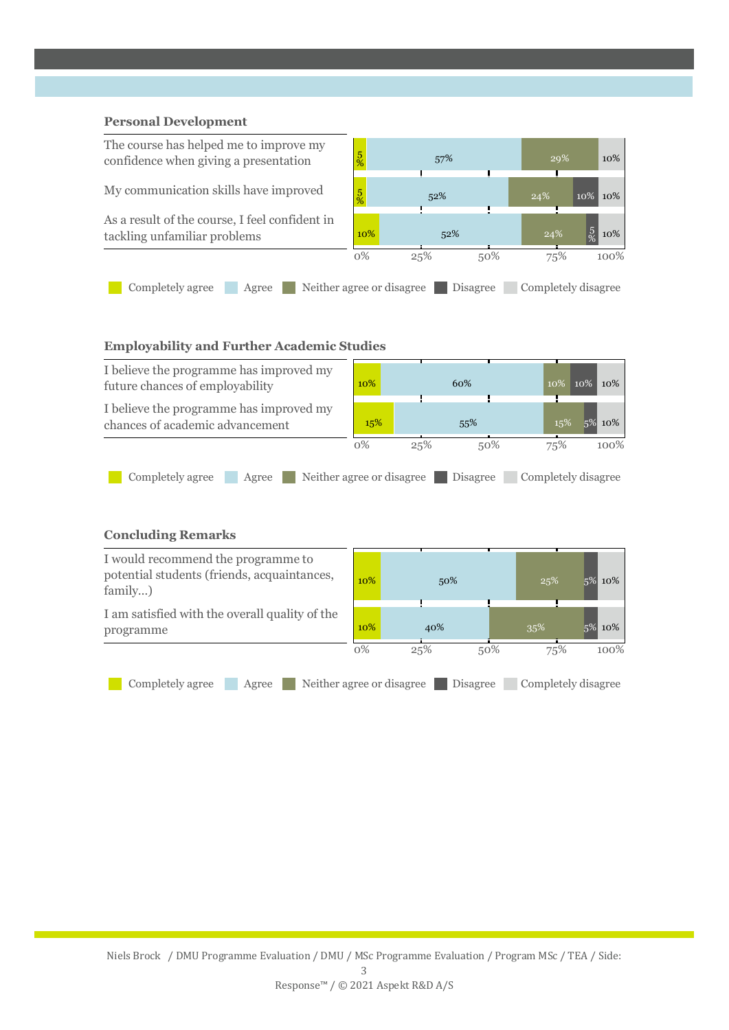### Personal Development

The course has helped me to improve my confidence when giving a presentation

My communication skills have improved

As a result of the course, I feel confident in tackling unfamiliar problems

5 %
57%
29%
10%

5 %
52%
24%
10%
10%

10%
52%
24%
5 %
10%

0%
25%
50%
75%
100%

Completely agree
Agree
Neither agree or disagree
Disagree
Completely disagree

### Employability and Further Academic Studies

I believe the programme has improved my future chances of employability

I believe the programme has improved my chances of academic advancement

10%
60%
10%
10%
10%

15%
55%
15%
5%
10%

0%
25%
50%
75%
100%

Completely agree
Agree
Neither agree or disagree
Disagree
Completely disagree

### Concluding Remarks

I would recommend the programme to potential students (friends, acquaintances, family...)

I am satisfied with the overall quality of the programme

10%
50%
25%
5%
10%

10%
40%
35%
5%
10%

0%
25%
50%
75%
100%

Completely agree
Agree
Neither agree or disagree
Disagree
Completely disagree